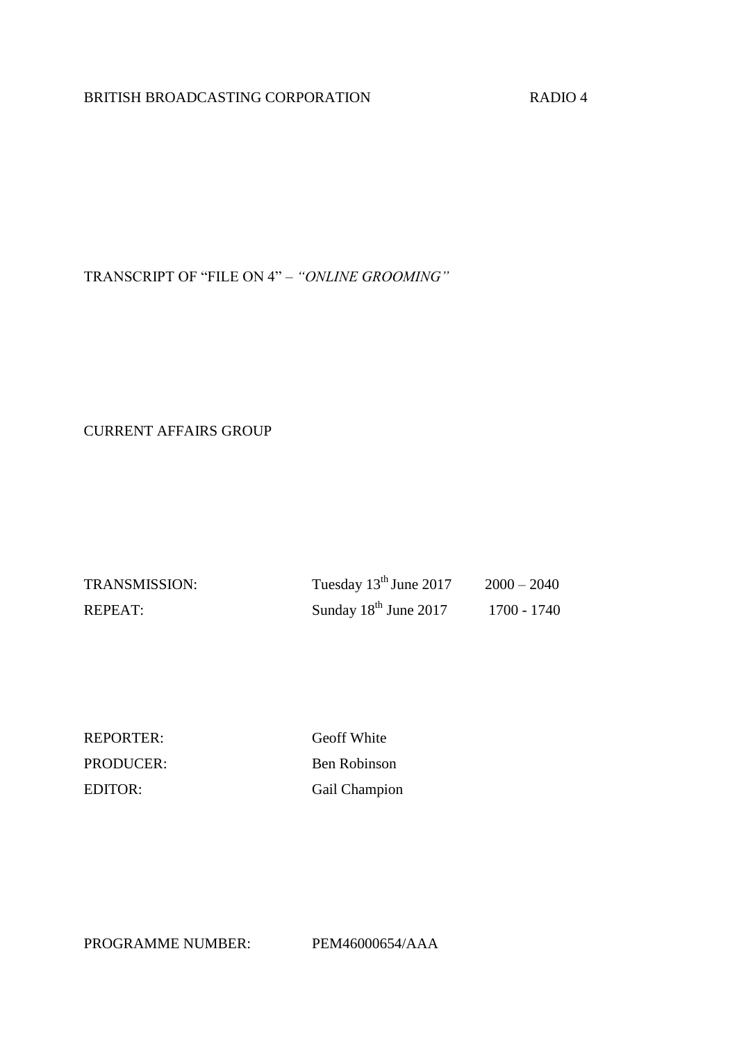BRITISH BROADCASTING CORPORATION RADIO 4

TRANSCRIPT OF "FILE ON 4" – *"ONLINE GROOMING"*

CURRENT AFFAIRS GROUP

| | | |
|---|---|---|
| TRANSMISSION: | Tuesday 13th June 2017 | 2000 – 2040 |
| REPEAT: | Sunday 18th June 2017 | 1700 - 1740 |

| | |
|---|---|
| REPORTER: | Geoff White |
| PRODUCER: | Ben Robinson |
| EDITOR: | Gail Champion |

PROGRAMME NUMBER: PEM46000654/AAA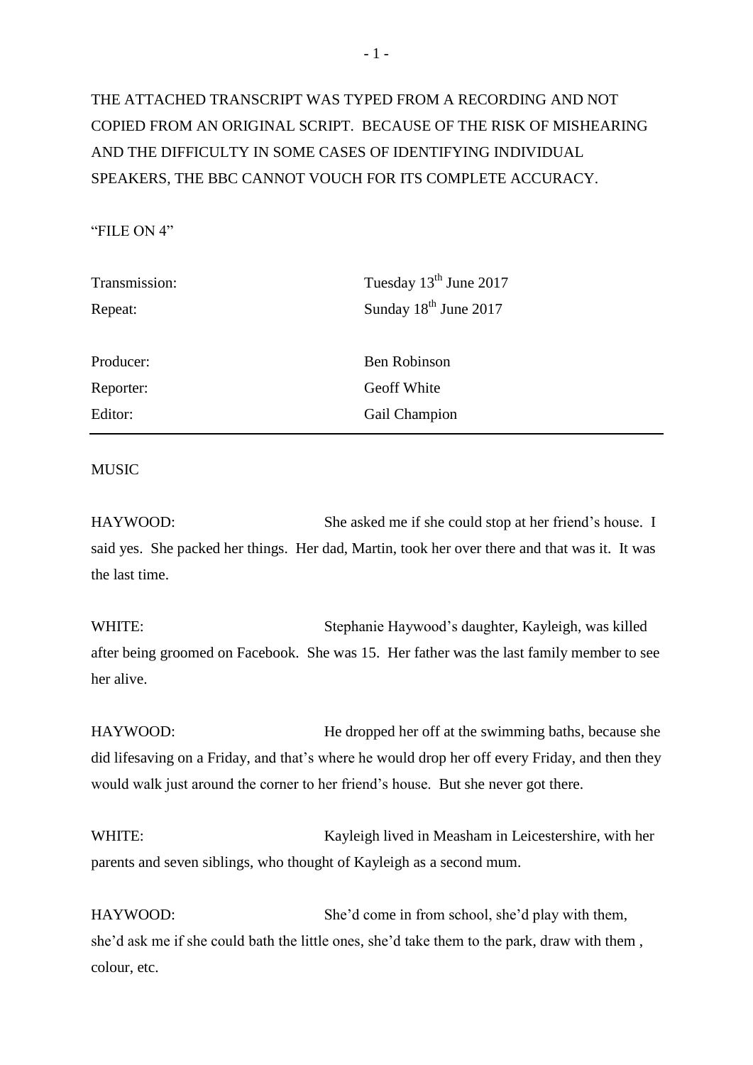THE ATTACHED TRANSCRIPT WAS TYPED FROM A RECORDING AND NOT COPIED FROM AN ORIGINAL SCRIPT. BECAUSE OF THE RISK OF MISHEARING AND THE DIFFICULTY IN SOME CASES OF IDENTIFYING INDIVIDUAL SPEAKERS, THE BBC CANNOT VOUCH FOR ITS COMPLETE ACCURACY.

"FILE ON 4"

| | |
|---|---|
| Transmission: | Tuesday 13th June 2017 |
| Repeat: | Sunday 18th June 2017 |
| | |
| Producer: | Ben Robinson |
| Reporter: | Geoff White |
| Editor: | Gail Champion |

MUSIC

HAYWOOD: She asked me if she could stop at her friend's house. I said yes. She packed her things. Her dad, Martin, took her over there and that was it. It was the last time.

WHITE: Stephanie Haywood's daughter, Kayleigh, was killed after being groomed on Facebook. She was 15. Her father was the last family member to see her alive.

HAYWOOD: He dropped her off at the swimming baths, because she did lifesaving on a Friday, and that's where he would drop her off every Friday, and then they would walk just around the corner to her friend's house. But she never got there.

WHITE: Kayleigh lived in Measham in Leicestershire, with her parents and seven siblings, who thought of Kayleigh as a second mum.

HAYWOOD: She'd come in from school, she'd play with them, she'd ask me if she could bath the little ones, she'd take them to the park, draw with them , colour, etc.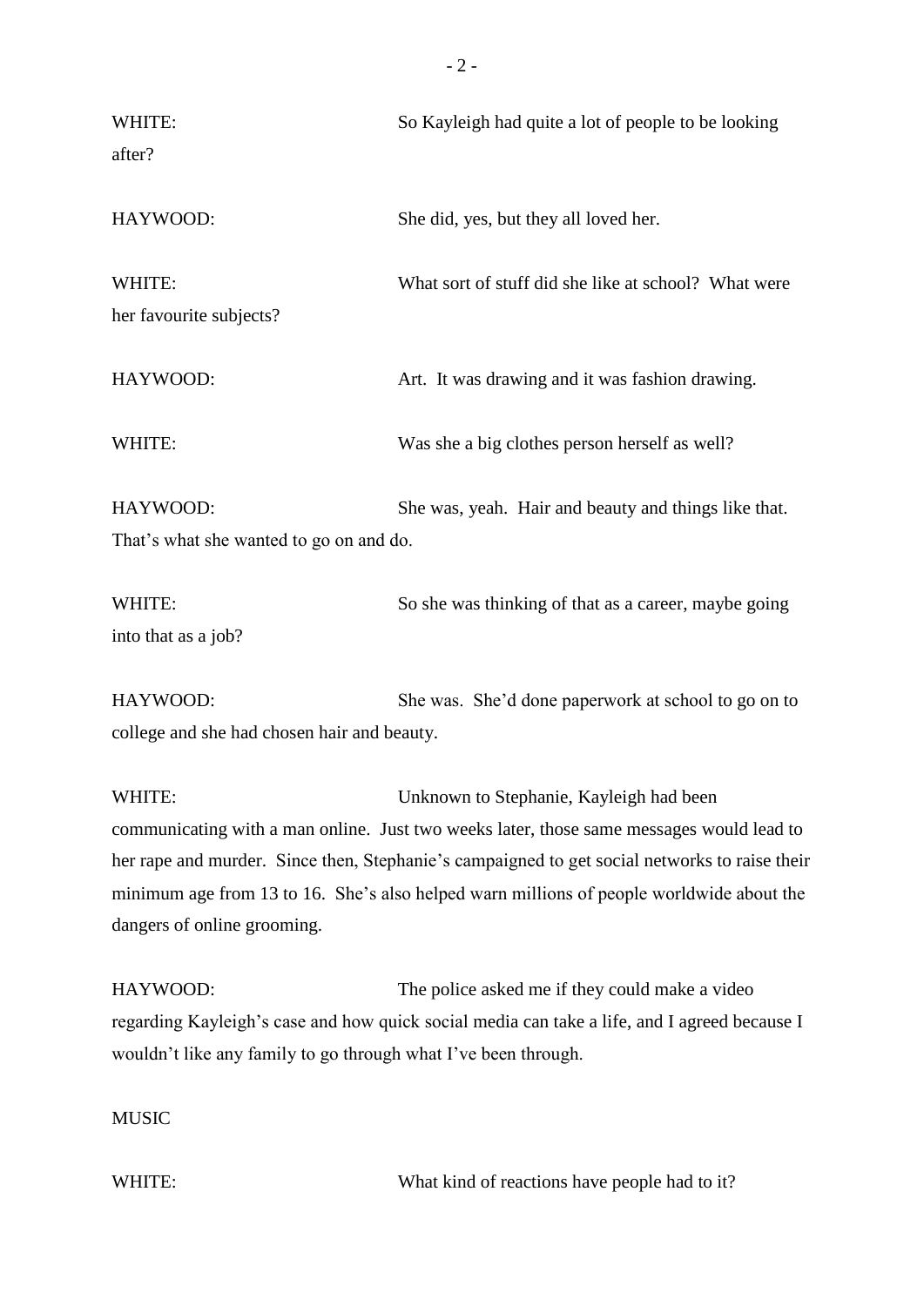WHITE: So Kayleigh had quite a lot of people to be looking after?

HAYWOOD: She did, yes, but they all loved her.

WHITE: What sort of stuff did she like at school? What were her favourite subjects?

HAYWOOD: Art. It was drawing and it was fashion drawing.

WHITE: Was she a big clothes person herself as well?

HAYWOOD: She was, yeah. Hair and beauty and things like that. That's what she wanted to go on and do.

WHITE: So she was thinking of that as a career, maybe going into that as a job?

HAYWOOD: She was. She'd done paperwork at school to go on to college and she had chosen hair and beauty.

WHITE: Unknown to Stephanie, Kayleigh had been communicating with a man online. Just two weeks later, those same messages would lead to her rape and murder. Since then, Stephanie's campaigned to get social networks to raise their minimum age from 13 to 16. She's also helped warn millions of people worldwide about the dangers of online grooming.

HAYWOOD: The police asked me if they could make a video regarding Kayleigh's case and how quick social media can take a life, and I agreed because I wouldn't like any family to go through what I've been through.

MUSIC

WHITE: What kind of reactions have people had to it?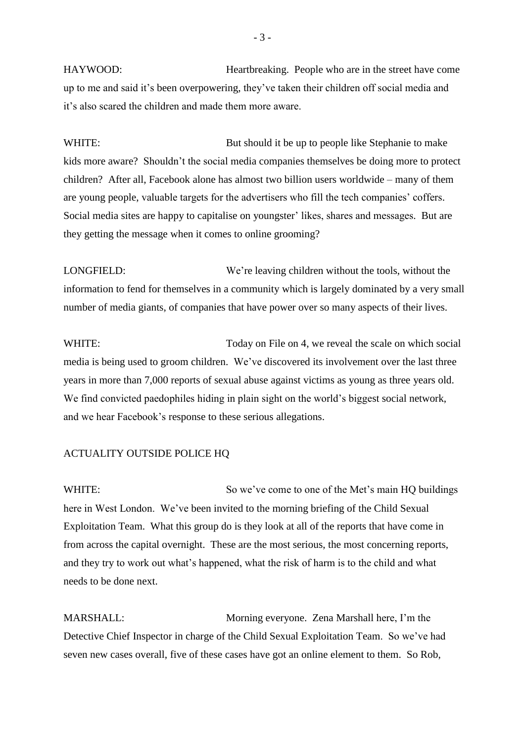HAYWOOD: Heartbreaking. People who are in the street have come up to me and said it's been overpowering, they've taken their children off social media and it's also scared the children and made them more aware.

WHITE: But should it be up to people like Stephanie to make kids more aware? Shouldn't the social media companies themselves be doing more to protect children? After all, Facebook alone has almost two billion users worldwide – many of them are young people, valuable targets for the advertisers who fill the tech companies' coffers. Social media sites are happy to capitalise on youngster' likes, shares and messages. But are they getting the message when it comes to online grooming?

LONGFIELD: We're leaving children without the tools, without the information to fend for themselves in a community which is largely dominated by a very small number of media giants, of companies that have power over so many aspects of their lives.

WHITE: Today on File on 4, we reveal the scale on which social media is being used to groom children. We've discovered its involvement over the last three years in more than 7,000 reports of sexual abuse against victims as young as three years old. We find convicted paedophiles hiding in plain sight on the world's biggest social network, and we hear Facebook's response to these serious allegations.

ACTUALITY OUTSIDE POLICE HQ

WHITE: So we've come to one of the Met's main HQ buildings here in West London. We've been invited to the morning briefing of the Child Sexual Exploitation Team. What this group do is they look at all of the reports that have come in from across the capital overnight. These are the most serious, the most concerning reports, and they try to work out what's happened, what the risk of harm is to the child and what needs to be done next.

MARSHALL: Morning everyone. Zena Marshall here, I'm the Detective Chief Inspector in charge of the Child Sexual Exploitation Team. So we've had seven new cases overall, five of these cases have got an online element to them. So Rob,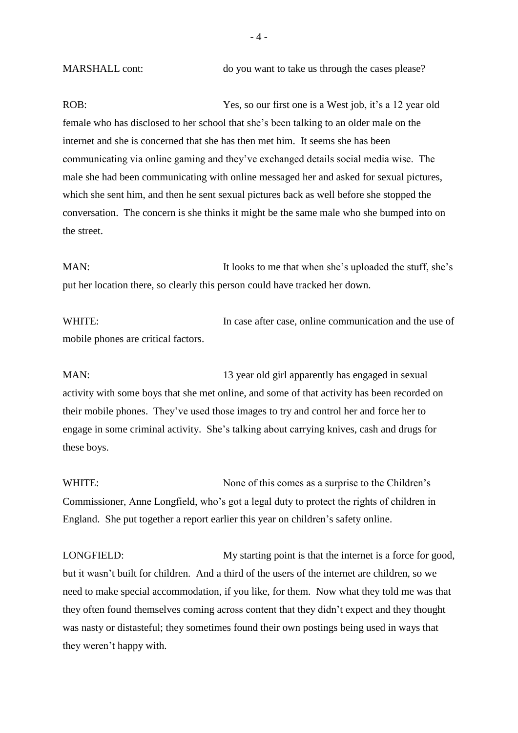MARSHALL cont: do you want to take us through the cases please?

ROB: Yes, so our first one is a West job, it's a 12 year old female who has disclosed to her school that she's been talking to an older male on the internet and she is concerned that she has then met him. It seems she has been communicating via online gaming and they've exchanged details social media wise. The male she had been communicating with online messaged her and asked for sexual pictures, which she sent him, and then he sent sexual pictures back as well before she stopped the conversation. The concern is she thinks it might be the same male who she bumped into on the street.

MAN: It looks to me that when she's uploaded the stuff, she's put her location there, so clearly this person could have tracked her down.

WHITE: In case after case, online communication and the use of mobile phones are critical factors.

MAN: 13 year old girl apparently has engaged in sexual activity with some boys that she met online, and some of that activity has been recorded on their mobile phones. They've used those images to try and control her and force her to engage in some criminal activity. She's talking about carrying knives, cash and drugs for these boys.

WHITE: None of this comes as a surprise to the Children's Commissioner, Anne Longfield, who's got a legal duty to protect the rights of children in England. She put together a report earlier this year on children's safety online.

LONGFIELD: My starting point is that the internet is a force for good, but it wasn't built for children. And a third of the users of the internet are children, so we need to make special accommodation, if you like, for them. Now what they told me was that they often found themselves coming across content that they didn't expect and they thought was nasty or distasteful; they sometimes found their own postings being used in ways that they weren't happy with.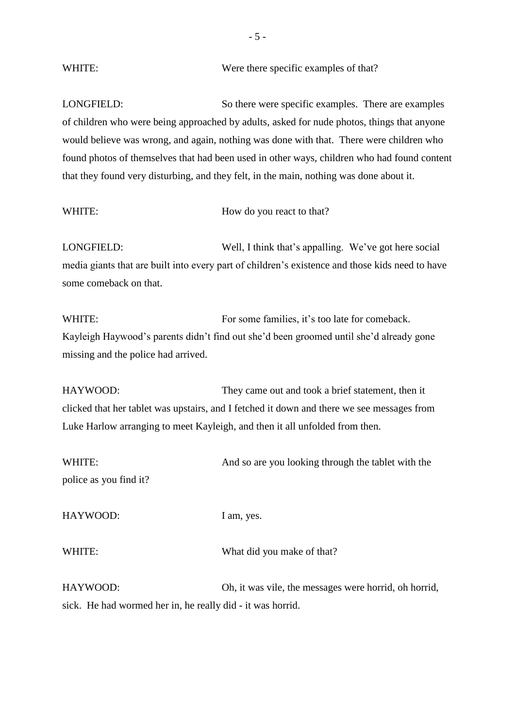WHITE: Were there specific examples of that?

LONGFIELD: So there were specific examples. There are examples of children who were being approached by adults, asked for nude photos, things that anyone would believe was wrong, and again, nothing was done with that. There were children who found photos of themselves that had been used in other ways, children who had found content that they found very disturbing, and they felt, in the main, nothing was done about it.

WHITE: How do you react to that?

LONGFIELD: Well, I think that's appalling. We've got here social media giants that are built into every part of children's existence and those kids need to have some comeback on that.

WHITE: For some families, it's too late for comeback. Kayleigh Haywood's parents didn't find out she'd been groomed until she'd already gone missing and the police had arrived.

HAYWOOD: They came out and took a brief statement, then it clicked that her tablet was upstairs, and I fetched it down and there we see messages from Luke Harlow arranging to meet Kayleigh, and then it all unfolded from then.

WHITE: And so are you looking through the tablet with the police as you find it?

HAYWOOD: I am, yes.

WHITE: What did you make of that?

HAYWOOD: Oh, it was vile, the messages were horrid, oh horrid, sick. He had wormed her in, he really did - it was horrid.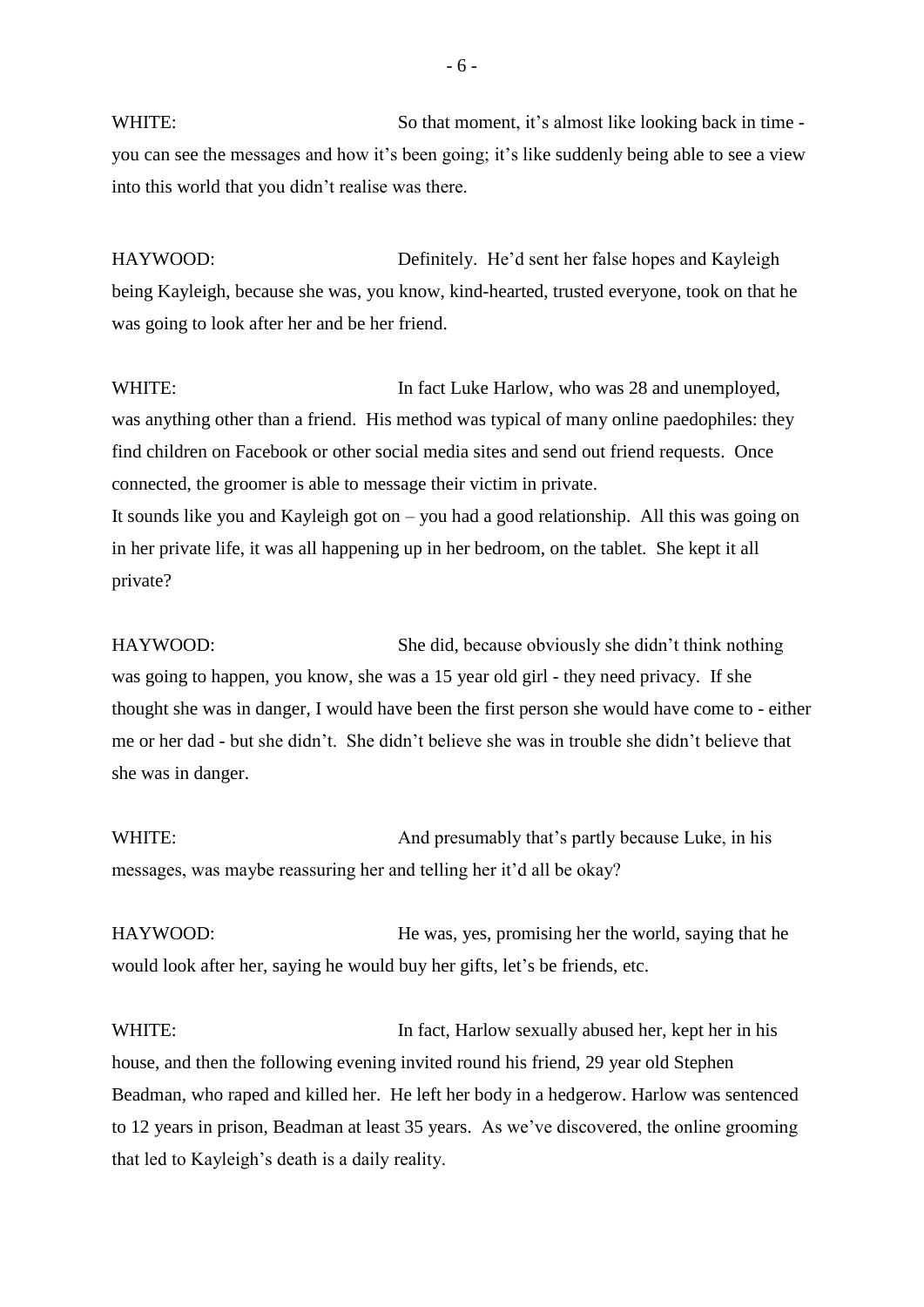WHITE: So that moment, it's almost like looking back in time - you can see the messages and how it's been going; it's like suddenly being able to see a view into this world that you didn't realise was there.

HAYWOOD: Definitely. He'd sent her false hopes and Kayleigh being Kayleigh, because she was, you know, kind-hearted, trusted everyone, took on that he was going to look after her and be her friend.

WHITE: In fact Luke Harlow, who was 28 and unemployed, was anything other than a friend. His method was typical of many online paedophiles: they find children on Facebook or other social media sites and send out friend requests. Once connected, the groomer is able to message their victim in private.
It sounds like you and Kayleigh got on – you had a good relationship. All this was going on in her private life, it was all happening up in her bedroom, on the tablet. She kept it all private?

HAYWOOD: She did, because obviously she didn't think nothing was going to happen, you know, she was a 15 year old girl - they need privacy. If she thought she was in danger, I would have been the first person she would have come to - either me or her dad - but she didn't. She didn't believe she was in trouble she didn't believe that she was in danger.

WHITE: And presumably that's partly because Luke, in his messages, was maybe reassuring her and telling her it'd all be okay?

HAYWOOD: He was, yes, promising her the world, saying that he would look after her, saying he would buy her gifts, let's be friends, etc.

WHITE: In fact, Harlow sexually abused her, kept her in his house, and then the following evening invited round his friend, 29 year old Stephen Beadman, who raped and killed her. He left her body in a hedgerow. Harlow was sentenced to 12 years in prison, Beadman at least 35 years. As we've discovered, the online grooming that led to Kayleigh's death is a daily reality.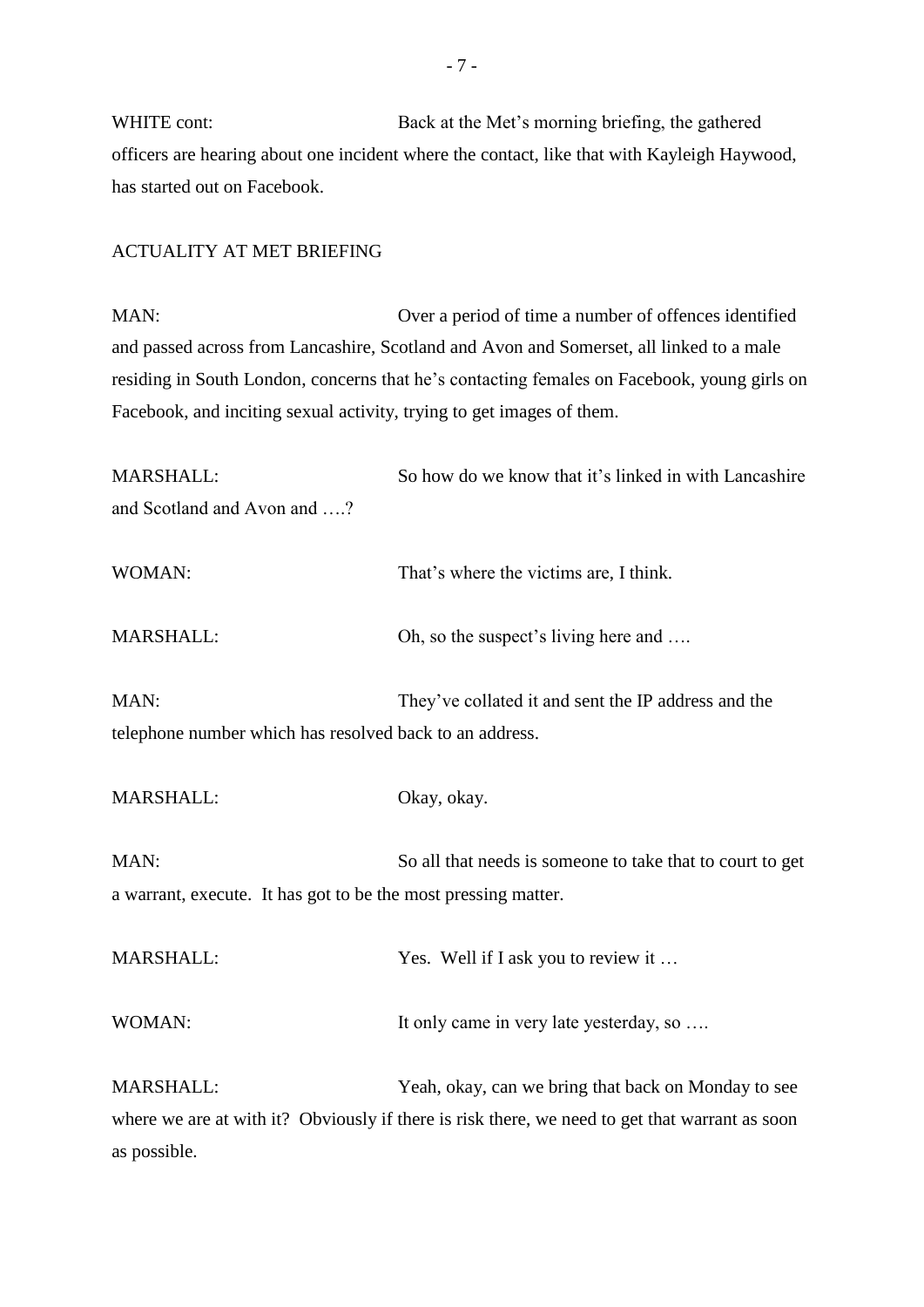WHITE cont: Back at the Met's morning briefing, the gathered officers are hearing about one incident where the contact, like that with Kayleigh Haywood, has started out on Facebook.

ACTUALITY AT MET BRIEFING

MAN: Over a period of time a number of offences identified and passed across from Lancashire, Scotland and Avon and Somerset, all linked to a male residing in South London, concerns that he's contacting females on Facebook, young girls on Facebook, and inciting sexual activity, trying to get images of them.

MARSHALL: So how do we know that it's linked in with Lancashire and Scotland and Avon and ….?

WOMAN: That's where the victims are, I think.

MARSHALL: Oh, so the suspect's living here and ….

MAN: They've collated it and sent the IP address and the telephone number which has resolved back to an address.

MARSHALL: Okay, okay.

MAN: So all that needs is someone to take that to court to get a warrant, execute. It has got to be the most pressing matter.

MARSHALL: Yes. Well if I ask you to review it …

WOMAN: It only came in very late yesterday, so ….

MARSHALL: Yeah, okay, can we bring that back on Monday to see where we are at with it? Obviously if there is risk there, we need to get that warrant as soon as possible.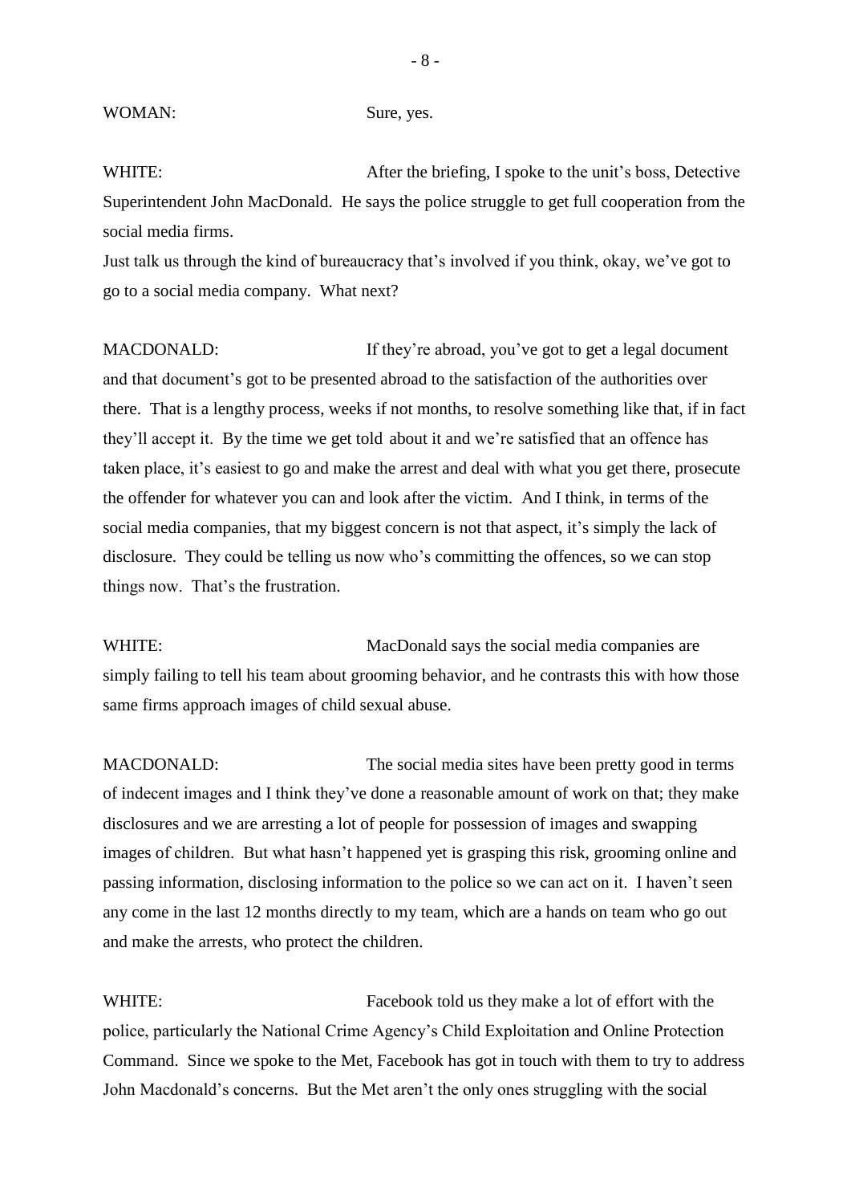WOMAN: Sure, yes.

WHITE: After the briefing, I spoke to the unit's boss, Detective Superintendent John MacDonald. He says the police struggle to get full cooperation from the social media firms.
Just talk us through the kind of bureaucracy that's involved if you think, okay, we've got to go to a social media company. What next?

MACDONALD: If they're abroad, you've got to get a legal document and that document's got to be presented abroad to the satisfaction of the authorities over there. That is a lengthy process, weeks if not months, to resolve something like that, if in fact they'll accept it. By the time we get told about it and we're satisfied that an offence has taken place, it's easiest to go and make the arrest and deal with what you get there, prosecute the offender for whatever you can and look after the victim. And I think, in terms of the social media companies, that my biggest concern is not that aspect, it's simply the lack of disclosure. They could be telling us now who's committing the offences, so we can stop things now. That's the frustration.

WHITE: MacDonald says the social media companies are simply failing to tell his team about grooming behavior, and he contrasts this with how those same firms approach images of child sexual abuse.

MACDONALD: The social media sites have been pretty good in terms of indecent images and I think they've done a reasonable amount of work on that; they make disclosures and we are arresting a lot of people for possession of images and swapping images of children. But what hasn't happened yet is grasping this risk, grooming online and passing information, disclosing information to the police so we can act on it. I haven't seen any come in the last 12 months directly to my team, which are a hands on team who go out and make the arrests, who protect the children.

WHITE: Facebook told us they make a lot of effort with the police, particularly the National Crime Agency's Child Exploitation and Online Protection Command. Since we spoke to the Met, Facebook has got in touch with them to try to address John Macdonald's concerns. But the Met aren't the only ones struggling with the social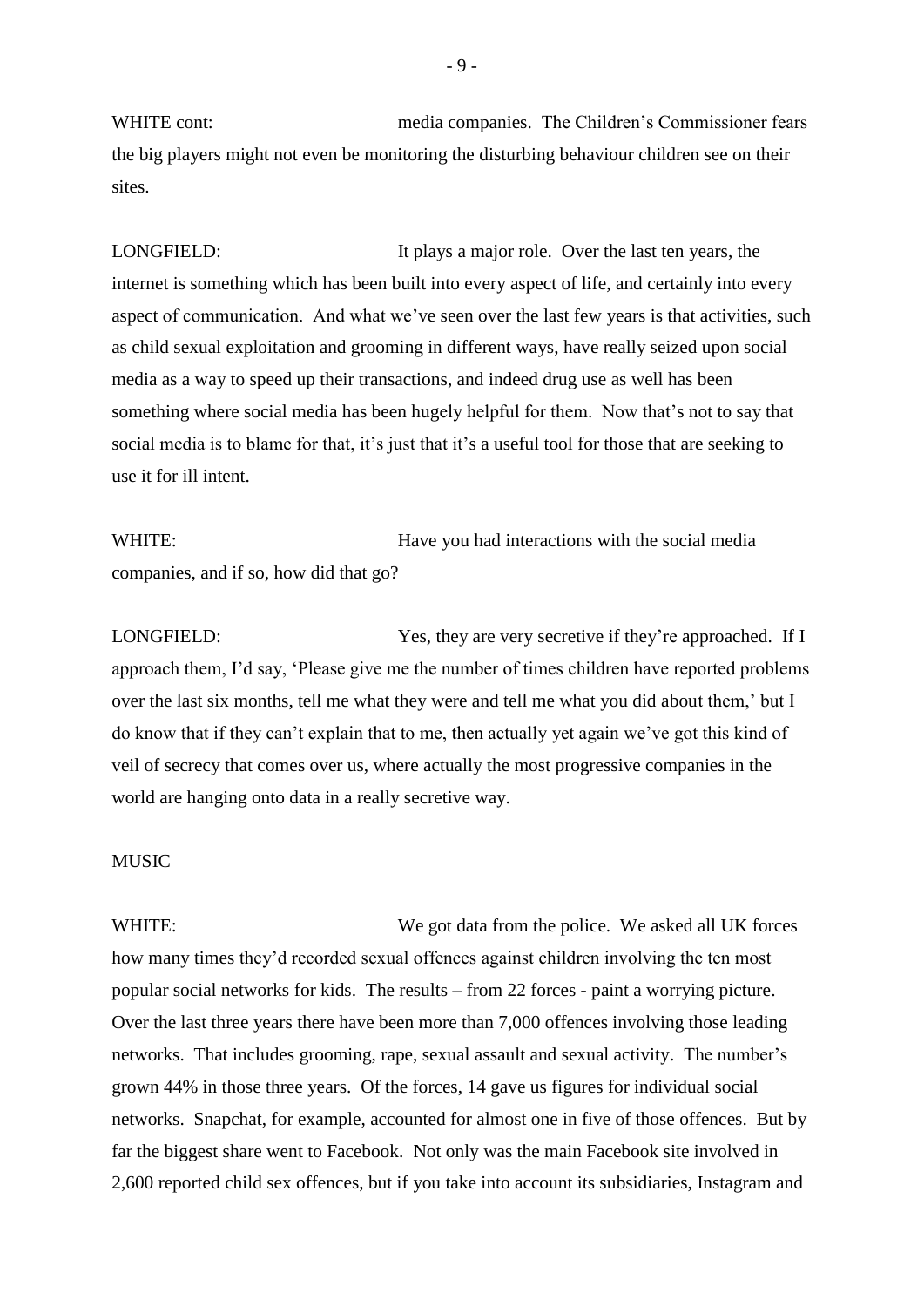WHITE cont: media companies. The Children's Commissioner fears the big players might not even be monitoring the disturbing behaviour children see on their sites.

LONGFIELD: It plays a major role. Over the last ten years, the internet is something which has been built into every aspect of life, and certainly into every aspect of communication. And what we've seen over the last few years is that activities, such as child sexual exploitation and grooming in different ways, have really seized upon social media as a way to speed up their transactions, and indeed drug use as well has been something where social media has been hugely helpful for them. Now that's not to say that social media is to blame for that, it's just that it's a useful tool for those that are seeking to use it for ill intent.

WHITE: Have you had interactions with the social media companies, and if so, how did that go?

LONGFIELD: Yes, they are very secretive if they're approached. If I approach them, I'd say, 'Please give me the number of times children have reported problems over the last six months, tell me what they were and tell me what you did about them,' but I do know that if they can't explain that to me, then actually yet again we've got this kind of veil of secrecy that comes over us, where actually the most progressive companies in the world are hanging onto data in a really secretive way.

MUSIC

WHITE: We got data from the police. We asked all UK forces how many times they'd recorded sexual offences against children involving the ten most popular social networks for kids. The results – from 22 forces - paint a worrying picture. Over the last three years there have been more than 7,000 offences involving those leading networks. That includes grooming, rape, sexual assault and sexual activity. The number's grown 44% in those three years. Of the forces, 14 gave us figures for individual social networks. Snapchat, for example, accounted for almost one in five of those offences. But by far the biggest share went to Facebook. Not only was the main Facebook site involved in 2,600 reported child sex offences, but if you take into account its subsidiaries, Instagram and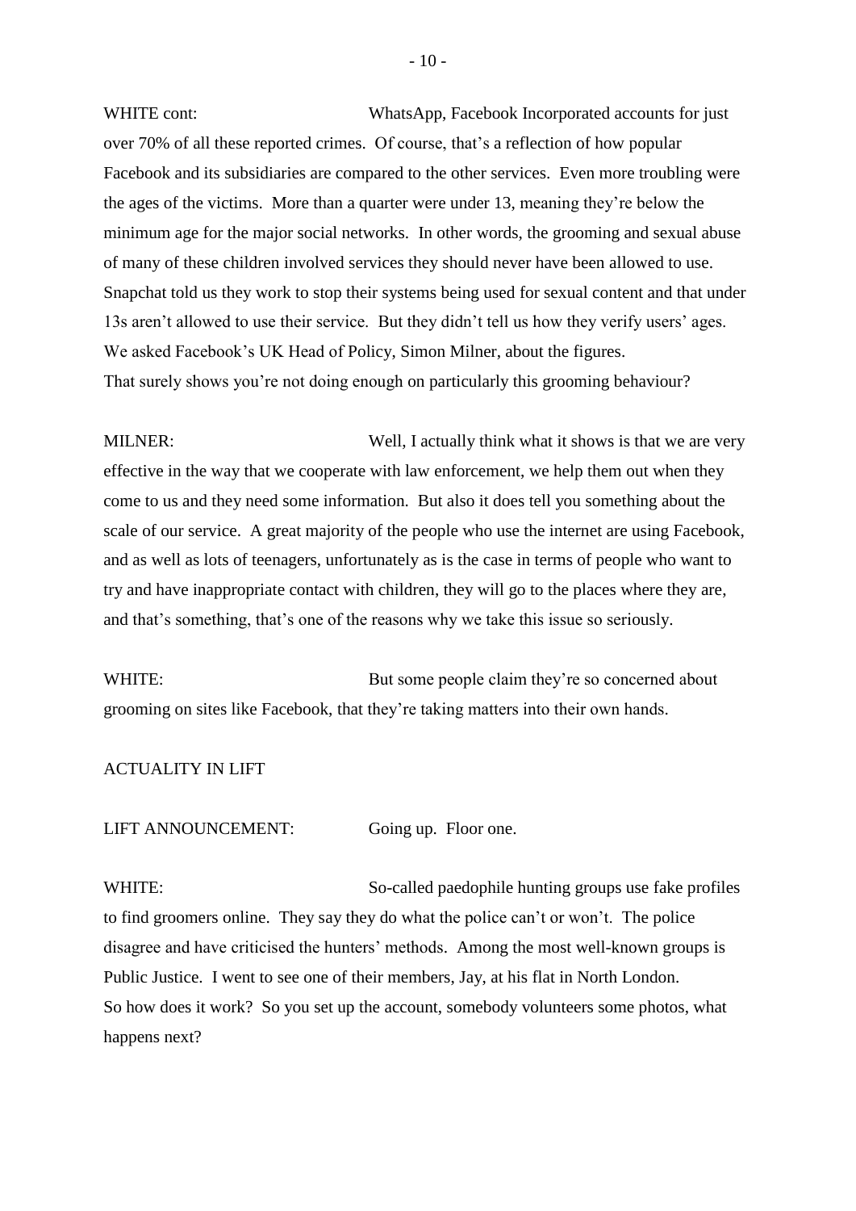WHITE cont: WhatsApp, Facebook Incorporated accounts for just over 70% of all these reported crimes. Of course, that's a reflection of how popular Facebook and its subsidiaries are compared to the other services. Even more troubling were the ages of the victims. More than a quarter were under 13, meaning they're below the minimum age for the major social networks. In other words, the grooming and sexual abuse of many of these children involved services they should never have been allowed to use. Snapchat told us they work to stop their systems being used for sexual content and that under 13s aren't allowed to use their service. But they didn't tell us how they verify users' ages. We asked Facebook's UK Head of Policy, Simon Milner, about the figures.
That surely shows you're not doing enough on particularly this grooming behaviour?

MILNER: Well, I actually think what it shows is that we are very effective in the way that we cooperate with law enforcement, we help them out when they come to us and they need some information. But also it does tell you something about the scale of our service. A great majority of the people who use the internet are using Facebook, and as well as lots of teenagers, unfortunately as is the case in terms of people who want to try and have inappropriate contact with children, they will go to the places where they are, and that's something, that's one of the reasons why we take this issue so seriously.

WHITE: But some people claim they're so concerned about grooming on sites like Facebook, that they're taking matters into their own hands.

ACTUALITY IN LIFT

LIFT ANNOUNCEMENT: Going up. Floor one.

WHITE: So-called paedophile hunting groups use fake profiles to find groomers online. They say they do what the police can't or won't. The police disagree and have criticised the hunters' methods. Among the most well-known groups is Public Justice. I went to see one of their members, Jay, at his flat in North London.
So how does it work? So you set up the account, somebody volunteers some photos, what happens next?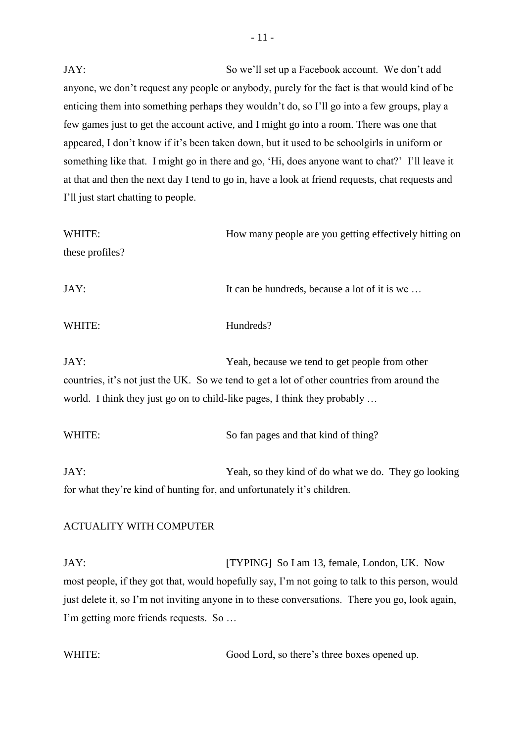JAY: So we'll set up a Facebook account. We don't add anyone, we don't request any people or anybody, purely for the fact is that would kind of be enticing them into something perhaps they wouldn't do, so I'll go into a few groups, play a few games just to get the account active, and I might go into a room. There was one that appeared, I don't know if it's been taken down, but it used to be schoolgirls in uniform or something like that. I might go in there and go, 'Hi, does anyone want to chat?' I'll leave it at that and then the next day I tend to go in, have a look at friend requests, chat requests and I'll just start chatting to people.

WHITE: How many people are you getting effectively hitting on these profiles?

JAY: It can be hundreds, because a lot of it is we …

WHITE: Hundreds?

JAY: Yeah, because we tend to get people from other countries, it's not just the UK. So we tend to get a lot of other countries from around the world. I think they just go on to child-like pages, I think they probably …

WHITE: So fan pages and that kind of thing?

JAY: Yeah, so they kind of do what we do. They go looking for what they're kind of hunting for, and unfortunately it's children.

ACTUALITY WITH COMPUTER

JAY: [TYPING] So I am 13, female, London, UK. Now most people, if they got that, would hopefully say, I'm not going to talk to this person, would just delete it, so I'm not inviting anyone in to these conversations. There you go, look again, I'm getting more friends requests. So …

WHITE: Good Lord, so there's three boxes opened up.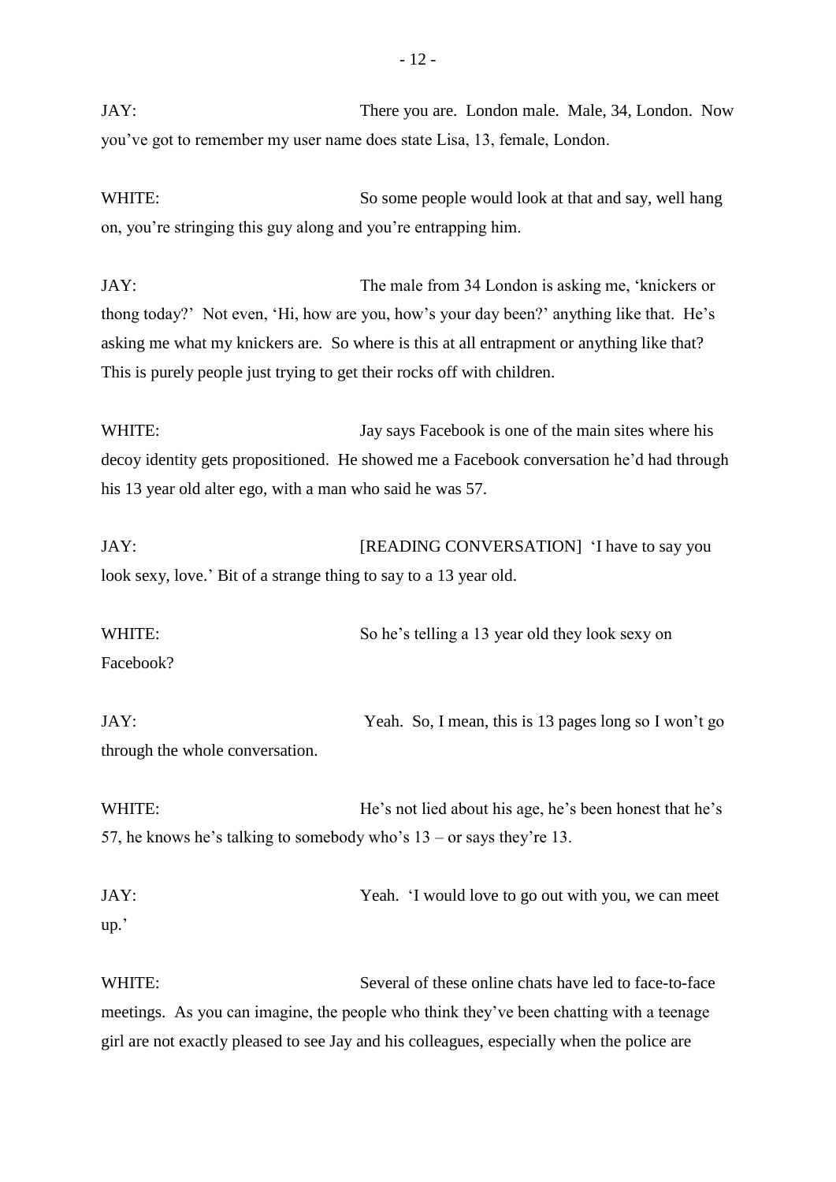JAY: There you are. London male. Male, 34, London. Now you've got to remember my user name does state Lisa, 13, female, London.

WHITE: So some people would look at that and say, well hang on, you're stringing this guy along and you're entrapping him.

JAY: The male from 34 London is asking me, 'knickers or thong today?' Not even, 'Hi, how are you, how's your day been?' anything like that. He's asking me what my knickers are. So where is this at all entrapment or anything like that? This is purely people just trying to get their rocks off with children.

WHITE: Jay says Facebook is one of the main sites where his decoy identity gets propositioned. He showed me a Facebook conversation he'd had through his 13 year old alter ego, with a man who said he was 57.

JAY: [READING CONVERSATION] 'I have to say you look sexy, love.' Bit of a strange thing to say to a 13 year old.

WHITE: So he's telling a 13 year old they look sexy on Facebook?

JAY: Yeah. So, I mean, this is 13 pages long so I won't go through the whole conversation.

WHITE: He's not lied about his age, he's been honest that he's 57, he knows he's talking to somebody who's 13 – or says they're 13.

JAY: Yeah. 'I would love to go out with you, we can meet up.'

WHITE: Several of these online chats have led to face-to-face meetings. As you can imagine, the people who think they've been chatting with a teenage girl are not exactly pleased to see Jay and his colleagues, especially when the police are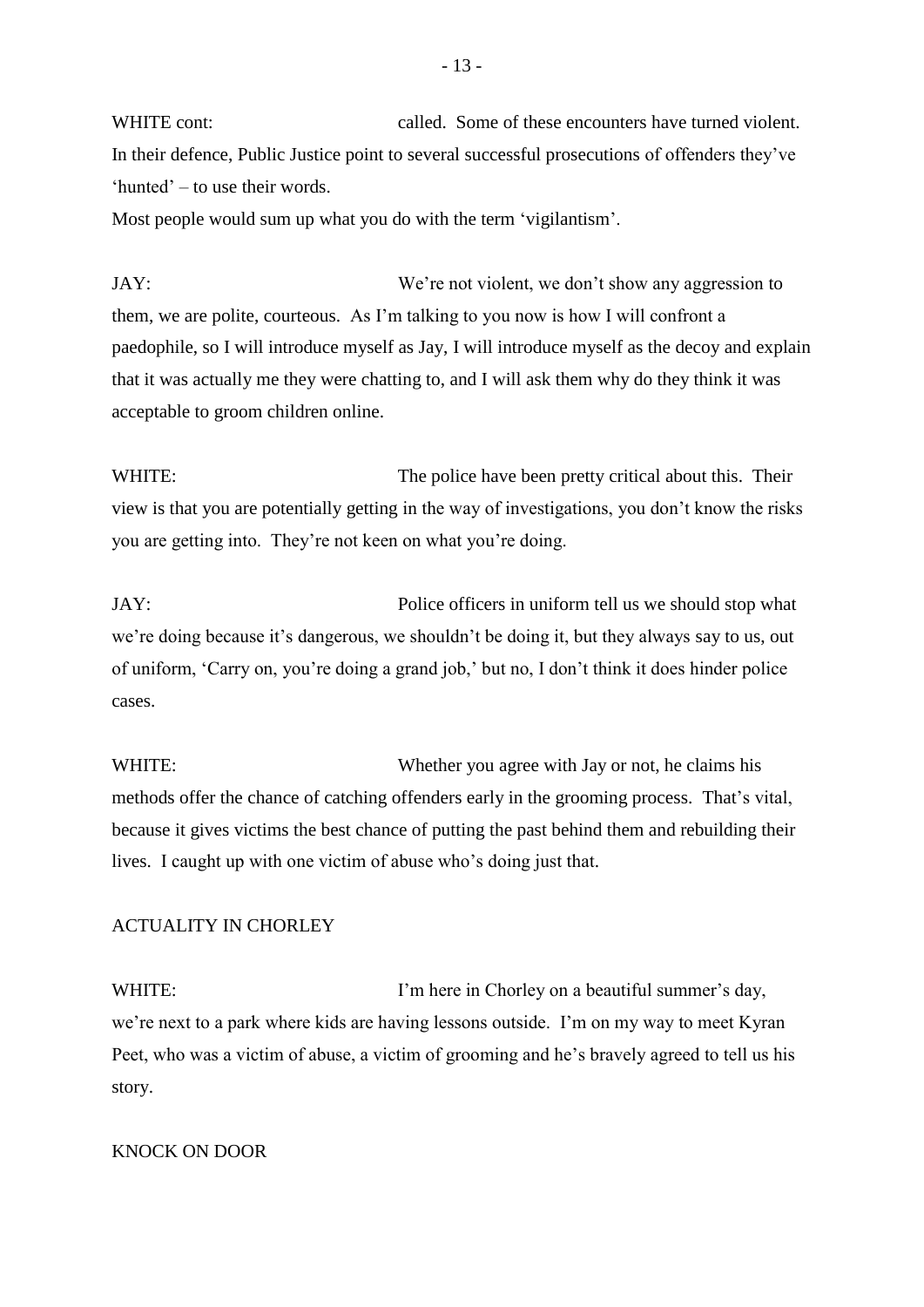WHITE cont: called. Some of these encounters have turned violent. In their defence, Public Justice point to several successful prosecutions of offenders they've 'hunted' – to use their words.

Most people would sum up what you do with the term 'vigilantism'.

JAY: We're not violent, we don't show any aggression to them, we are polite, courteous. As I'm talking to you now is how I will confront a paedophile, so I will introduce myself as Jay, I will introduce myself as the decoy and explain that it was actually me they were chatting to, and I will ask them why do they think it was acceptable to groom children online.

WHITE: The police have been pretty critical about this. Their view is that you are potentially getting in the way of investigations, you don't know the risks you are getting into. They're not keen on what you're doing.

JAY: Police officers in uniform tell us we should stop what we're doing because it's dangerous, we shouldn't be doing it, but they always say to us, out of uniform, 'Carry on, you're doing a grand job,' but no, I don't think it does hinder police cases.

WHITE: Whether you agree with Jay or not, he claims his methods offer the chance of catching offenders early in the grooming process. That's vital, because it gives victims the best chance of putting the past behind them and rebuilding their lives. I caught up with one victim of abuse who's doing just that.

ACTUALITY IN CHORLEY

WHITE: I'm here in Chorley on a beautiful summer's day, we're next to a park where kids are having lessons outside. I'm on my way to meet Kyran Peet, who was a victim of abuse, a victim of grooming and he's bravely agreed to tell us his story.

KNOCK ON DOOR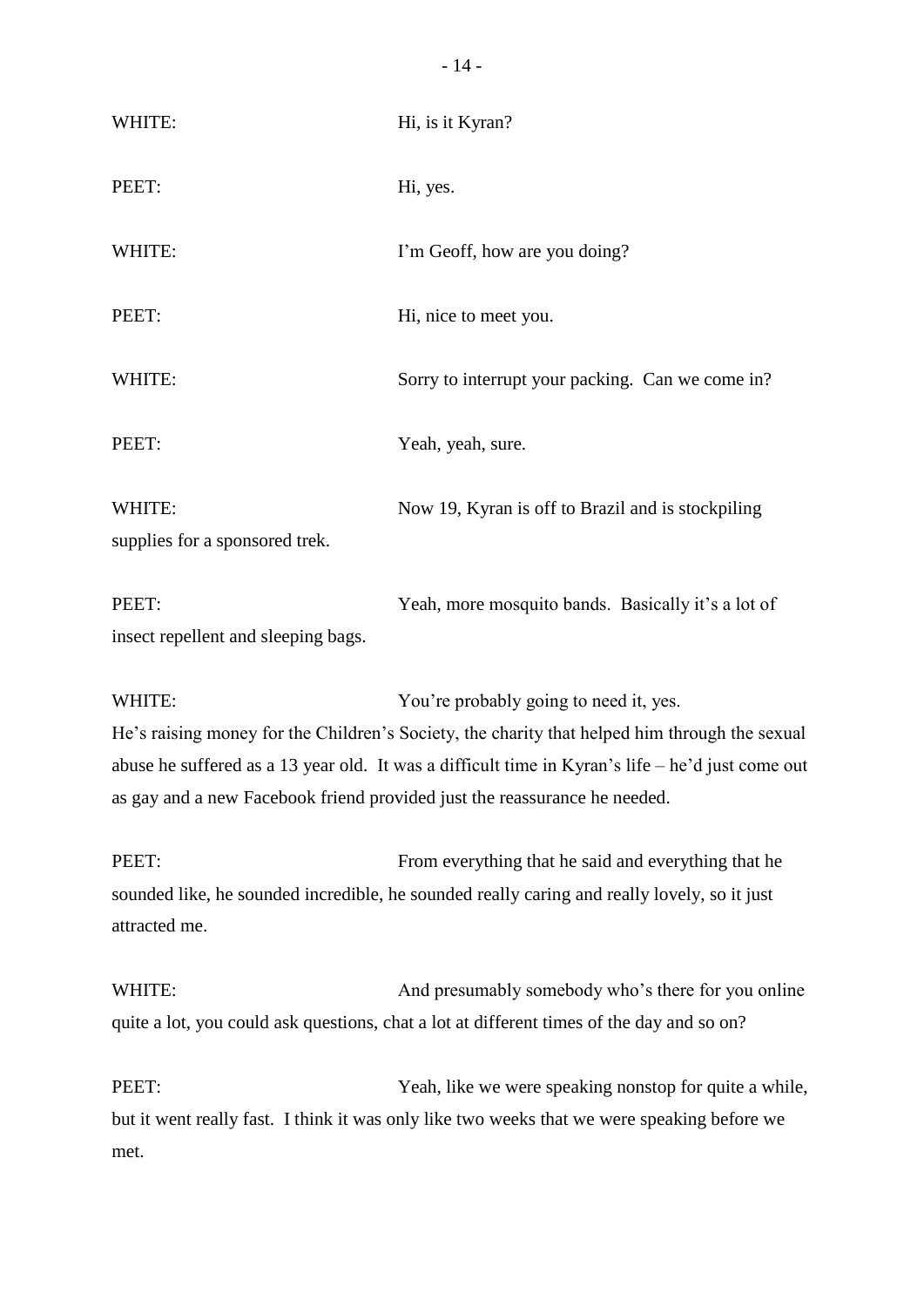WHITE: Hi, is it Kyran?

PEET: Hi, yes.

WHITE: I'm Geoff, how are you doing?

PEET: Hi, nice to meet you.

WHITE: Sorry to interrupt your packing. Can we come in?

PEET: Yeah, yeah, sure.

WHITE: Now 19, Kyran is off to Brazil and is stockpiling supplies for a sponsored trek.

PEET: Yeah, more mosquito bands. Basically it's a lot of insect repellent and sleeping bags.

WHITE: You're probably going to need it, yes. He's raising money for the Children's Society, the charity that helped him through the sexual abuse he suffered as a 13 year old. It was a difficult time in Kyran's life – he'd just come out as gay and a new Facebook friend provided just the reassurance he needed.

PEET: From everything that he said and everything that he sounded like, he sounded incredible, he sounded really caring and really lovely, so it just attracted me.

WHITE: And presumably somebody who's there for you online quite a lot, you could ask questions, chat a lot at different times of the day and so on?

PEET: Yeah, like we were speaking nonstop for quite a while, but it went really fast. I think it was only like two weeks that we were speaking before we met.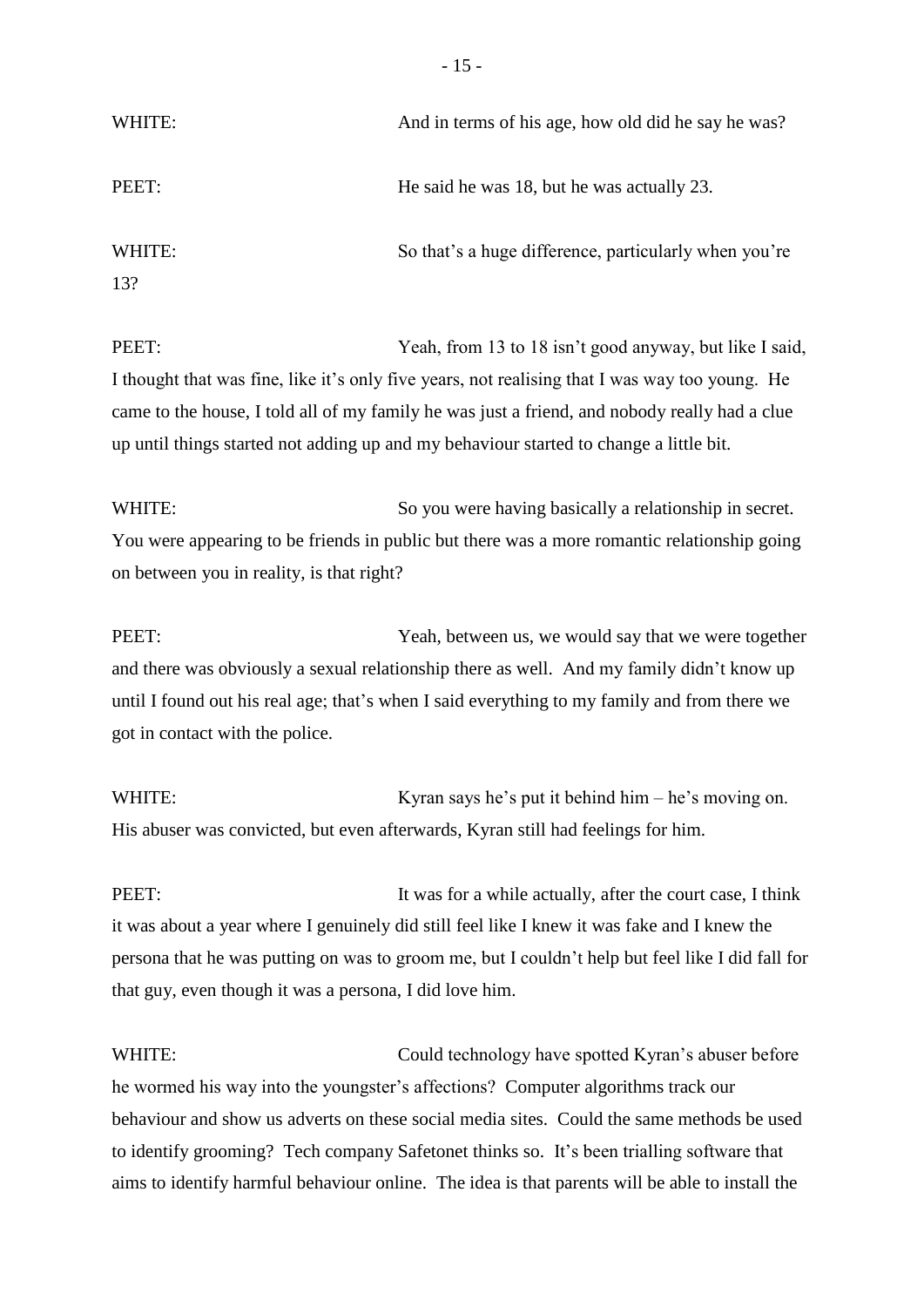WHITE: And in terms of his age, how old did he say he was?

PEET: He said he was 18, but he was actually 23.

WHITE: So that's a huge difference, particularly when you're 13?

PEET: Yeah, from 13 to 18 isn't good anyway, but like I said, I thought that was fine, like it's only five years, not realising that I was way too young. He came to the house, I told all of my family he was just a friend, and nobody really had a clue up until things started not adding up and my behaviour started to change a little bit.

WHITE: So you were having basically a relationship in secret. You were appearing to be friends in public but there was a more romantic relationship going on between you in reality, is that right?

PEET: Yeah, between us, we would say that we were together and there was obviously a sexual relationship there as well. And my family didn't know up until I found out his real age; that's when I said everything to my family and from there we got in contact with the police.

WHITE: Kyran says he's put it behind him – he's moving on. His abuser was convicted, but even afterwards, Kyran still had feelings for him.

PEET: It was for a while actually, after the court case, I think it was about a year where I genuinely did still feel like I knew it was fake and I knew the persona that he was putting on was to groom me, but I couldn't help but feel like I did fall for that guy, even though it was a persona, I did love him.

WHITE: Could technology have spotted Kyran's abuser before he wormed his way into the youngster's affections? Computer algorithms track our behaviour and show us adverts on these social media sites. Could the same methods be used to identify grooming? Tech company Safetonet thinks so. It's been trialling software that aims to identify harmful behaviour online. The idea is that parents will be able to install the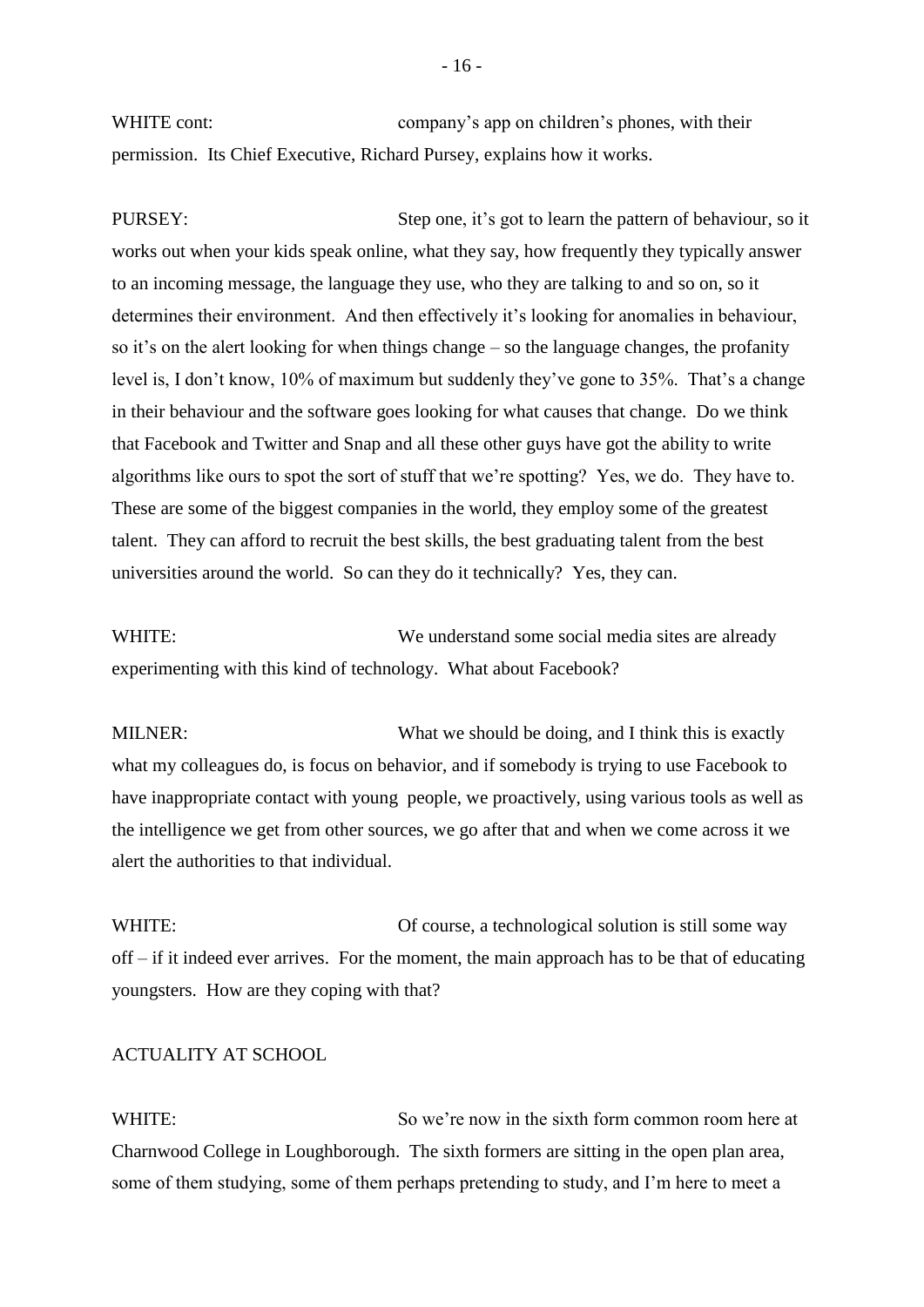WHITE cont: company's app on children's phones, with their permission. Its Chief Executive, Richard Pursey, explains how it works.

PURSEY: Step one, it's got to learn the pattern of behaviour, so it works out when your kids speak online, what they say, how frequently they typically answer to an incoming message, the language they use, who they are talking to and so on, so it determines their environment. And then effectively it's looking for anomalies in behaviour, so it's on the alert looking for when things change – so the language changes, the profanity level is, I don't know, 10% of maximum but suddenly they've gone to 35%. That's a change in their behaviour and the software goes looking for what causes that change. Do we think that Facebook and Twitter and Snap and all these other guys have got the ability to write algorithms like ours to spot the sort of stuff that we're spotting? Yes, we do. They have to. These are some of the biggest companies in the world, they employ some of the greatest talent. They can afford to recruit the best skills, the best graduating talent from the best universities around the world. So can they do it technically? Yes, they can.

WHITE: We understand some social media sites are already experimenting with this kind of technology. What about Facebook?

MILNER: What we should be doing, and I think this is exactly what my colleagues do, is focus on behavior, and if somebody is trying to use Facebook to have inappropriate contact with young people, we proactively, using various tools as well as the intelligence we get from other sources, we go after that and when we come across it we alert the authorities to that individual.

WHITE: Of course, a technological solution is still some way off – if it indeed ever arrives. For the moment, the main approach has to be that of educating youngsters. How are they coping with that?

ACTUALITY AT SCHOOL

WHITE: So we're now in the sixth form common room here at Charnwood College in Loughborough. The sixth formers are sitting in the open plan area, some of them studying, some of them perhaps pretending to study, and I'm here to meet a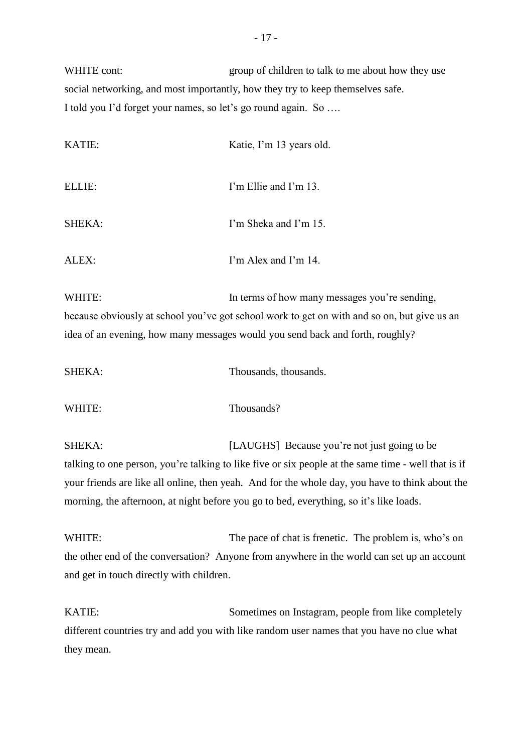WHITE cont: group of children to talk to me about how they use social networking, and most importantly, how they try to keep themselves safe. I told you I'd forget your names, so let's go round again. So ….

KATIE: Katie, I'm 13 years old.

ELLIE: I'm Ellie and I'm 13.

SHEKA: I'm Sheka and I'm 15.

ALEX: I'm Alex and I'm 14.

WHITE: In terms of how many messages you're sending, because obviously at school you've got school work to get on with and so on, but give us an idea of an evening, how many messages would you send back and forth, roughly?

SHEKA: Thousands, thousands.

WHITE: Thousands?

SHEKA: [LAUGHS] Because you're not just going to be talking to one person, you're talking to like five or six people at the same time - well that is if your friends are like all online, then yeah. And for the whole day, you have to think about the morning, the afternoon, at night before you go to bed, everything, so it's like loads.

WHITE: The pace of chat is frenetic. The problem is, who's on the other end of the conversation? Anyone from anywhere in the world can set up an account and get in touch directly with children.

KATIE: Sometimes on Instagram, people from like completely different countries try and add you with like random user names that you have no clue what they mean.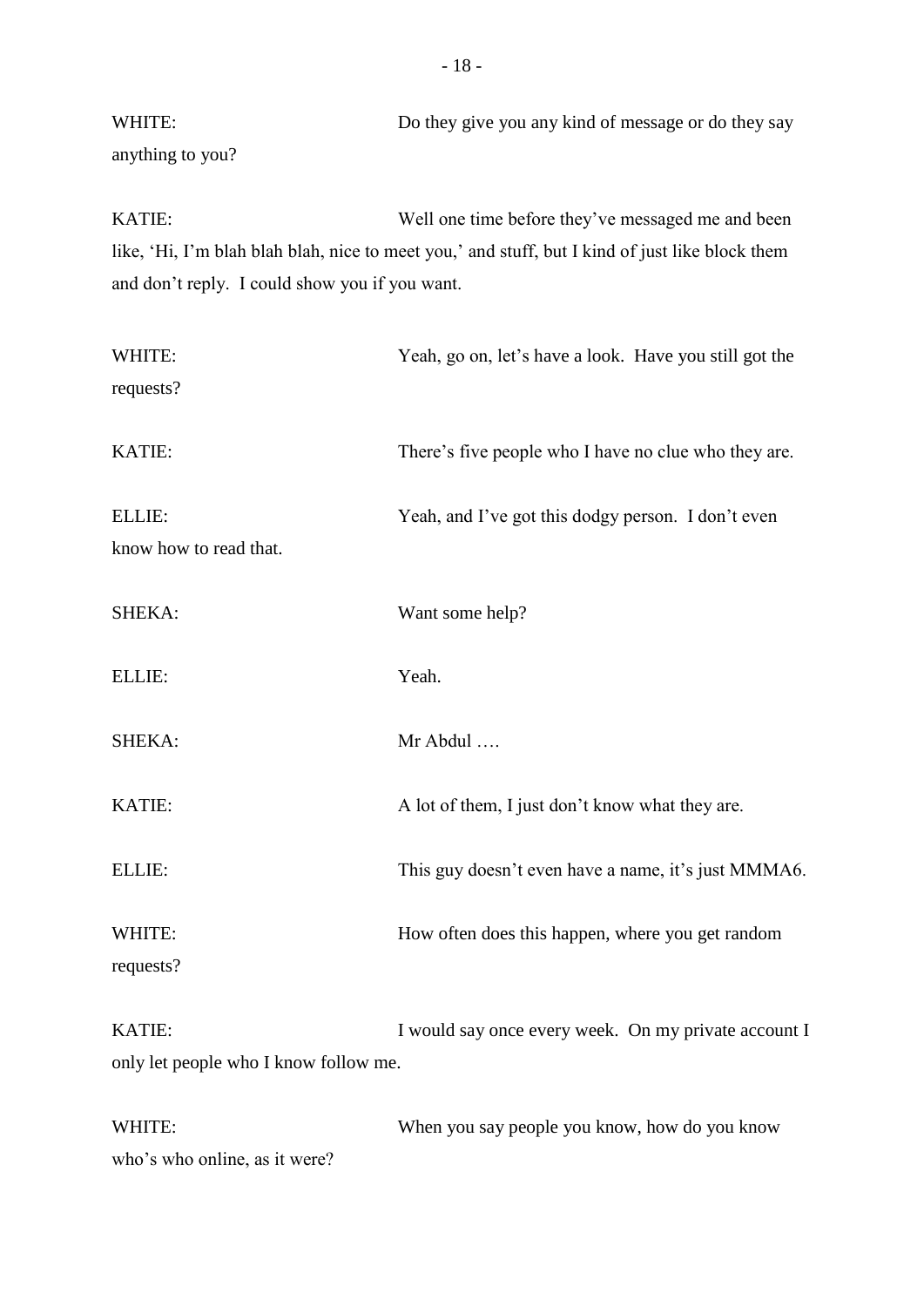WHITE: Do they give you any kind of message or do they say anything to you?

KATIE: Well one time before they've messaged me and been like, 'Hi, I'm blah blah blah, nice to meet you,' and stuff, but I kind of just like block them and don't reply. I could show you if you want.

WHITE: Yeah, go on, let's have a look. Have you still got the requests?

KATIE: There's five people who I have no clue who they are.

ELLIE: Yeah, and I've got this dodgy person. I don't even know how to read that.

SHEKA: Want some help?

ELLIE: Yeah.

SHEKA: Mr Abdul ….

KATIE: A lot of them, I just don't know what they are.

ELLIE: This guy doesn't even have a name, it's just MMMA6.

WHITE: How often does this happen, where you get random requests?

KATIE: I would say once every week. On my private account I only let people who I know follow me.

WHITE: When you say people you know, how do you know who's who online, as it were?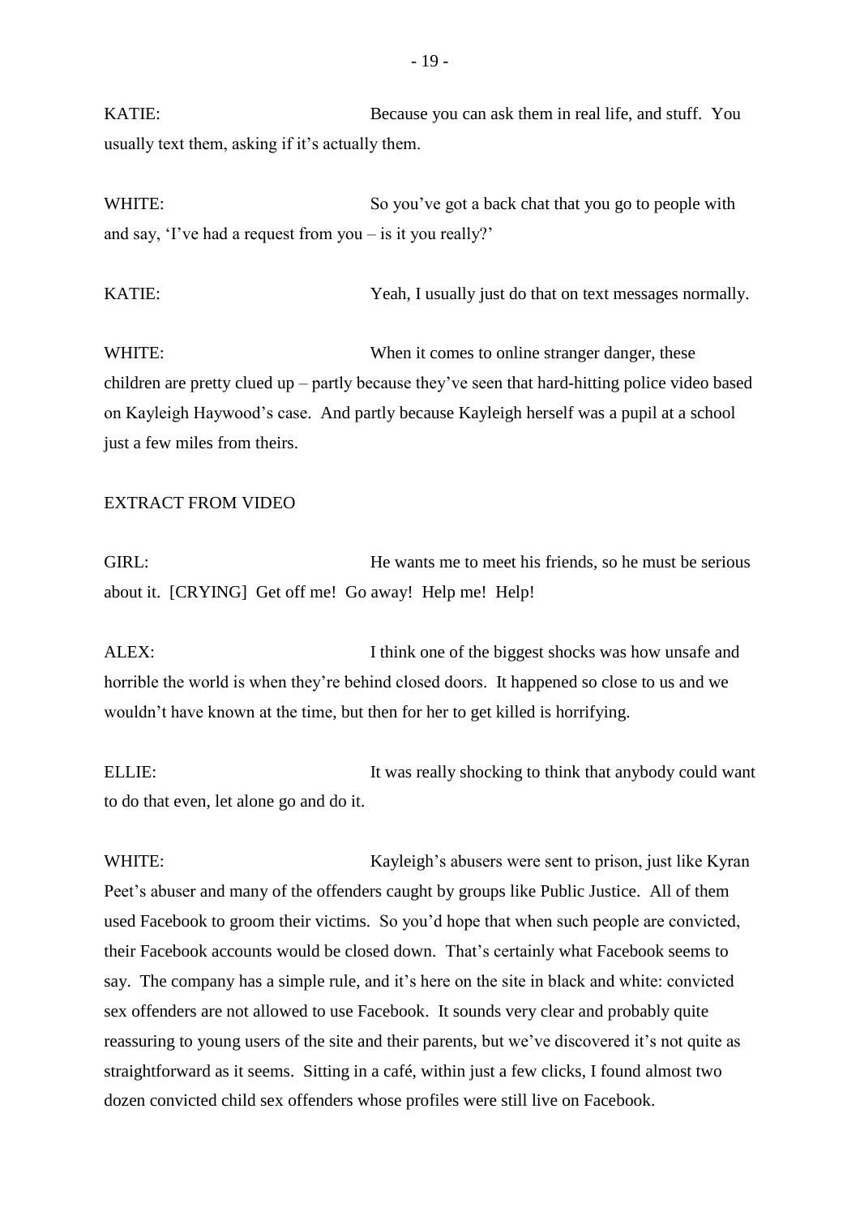KATIE: Because you can ask them in real life, and stuff. You usually text them, asking if it's actually them.

WHITE: So you've got a back chat that you go to people with and say, 'I've had a request from you – is it you really?'

KATIE: Yeah, I usually just do that on text messages normally.

WHITE: When it comes to online stranger danger, these children are pretty clued up – partly because they've seen that hard-hitting police video based on Kayleigh Haywood's case. And partly because Kayleigh herself was a pupil at a school just a few miles from theirs.

EXTRACT FROM VIDEO

GIRL: He wants me to meet his friends, so he must be serious about it. [CRYING] Get off me! Go away! Help me! Help!

ALEX: I think one of the biggest shocks was how unsafe and horrible the world is when they're behind closed doors. It happened so close to us and we wouldn't have known at the time, but then for her to get killed is horrifying.

ELLIE: It was really shocking to think that anybody could want to do that even, let alone go and do it.

WHITE: Kayleigh's abusers were sent to prison, just like Kyran Peet's abuser and many of the offenders caught by groups like Public Justice. All of them used Facebook to groom their victims. So you'd hope that when such people are convicted, their Facebook accounts would be closed down. That's certainly what Facebook seems to say. The company has a simple rule, and it's here on the site in black and white: convicted sex offenders are not allowed to use Facebook. It sounds very clear and probably quite reassuring to young users of the site and their parents, but we've discovered it's not quite as straightforward as it seems. Sitting in a café, within just a few clicks, I found almost two dozen convicted child sex offenders whose profiles were still live on Facebook.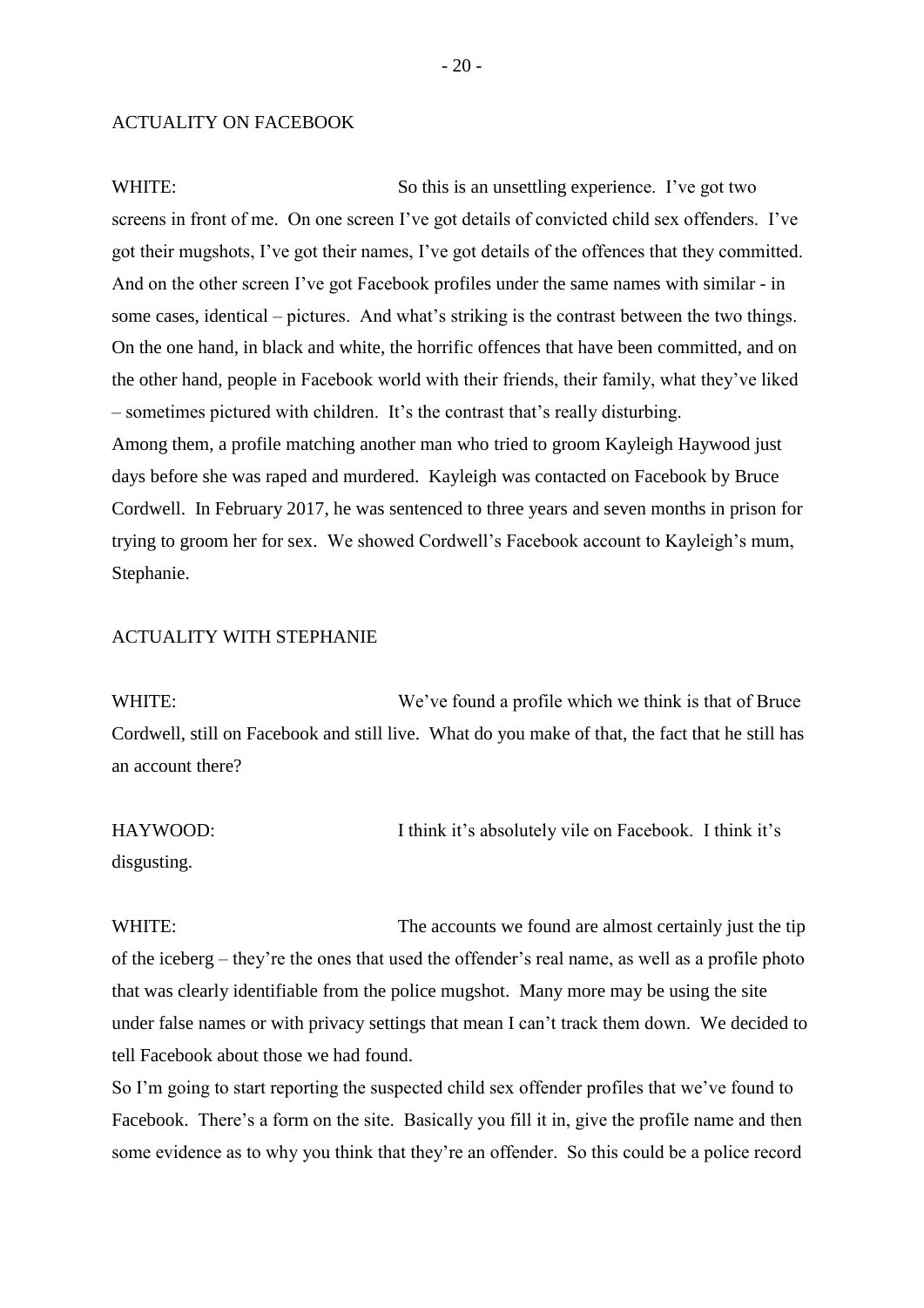ACTUALITY ON FACEBOOK

WHITE: So this is an unsettling experience. I've got two screens in front of me. On one screen I've got details of convicted child sex offenders. I've got their mugshots, I've got their names, I've got details of the offences that they committed. And on the other screen I've got Facebook profiles under the same names with similar - in some cases, identical – pictures. And what's striking is the contrast between the two things. On the one hand, in black and white, the horrific offences that have been committed, and on the other hand, people in Facebook world with their friends, their family, what they've liked – sometimes pictured with children. It's the contrast that's really disturbing.
Among them, a profile matching another man who tried to groom Kayleigh Haywood just days before she was raped and murdered. Kayleigh was contacted on Facebook by Bruce Cordwell. In February 2017, he was sentenced to three years and seven months in prison for trying to groom her for sex. We showed Cordwell's Facebook account to Kayleigh's mum, Stephanie.

ACTUALITY WITH STEPHANIE

WHITE: We've found a profile which we think is that of Bruce Cordwell, still on Facebook and still live. What do you make of that, the fact that he still has an account there?

HAYWOOD: I think it's absolutely vile on Facebook. I think it's disgusting.

WHITE: The accounts we found are almost certainly just the tip of the iceberg – they're the ones that used the offender's real name, as well as a profile photo that was clearly identifiable from the police mugshot. Many more may be using the site under false names or with privacy settings that mean I can't track them down. We decided to tell Facebook about those we had found.
So I'm going to start reporting the suspected child sex offender profiles that we've found to Facebook. There's a form on the site. Basically you fill it in, give the profile name and then some evidence as to why you think that they're an offender. So this could be a police record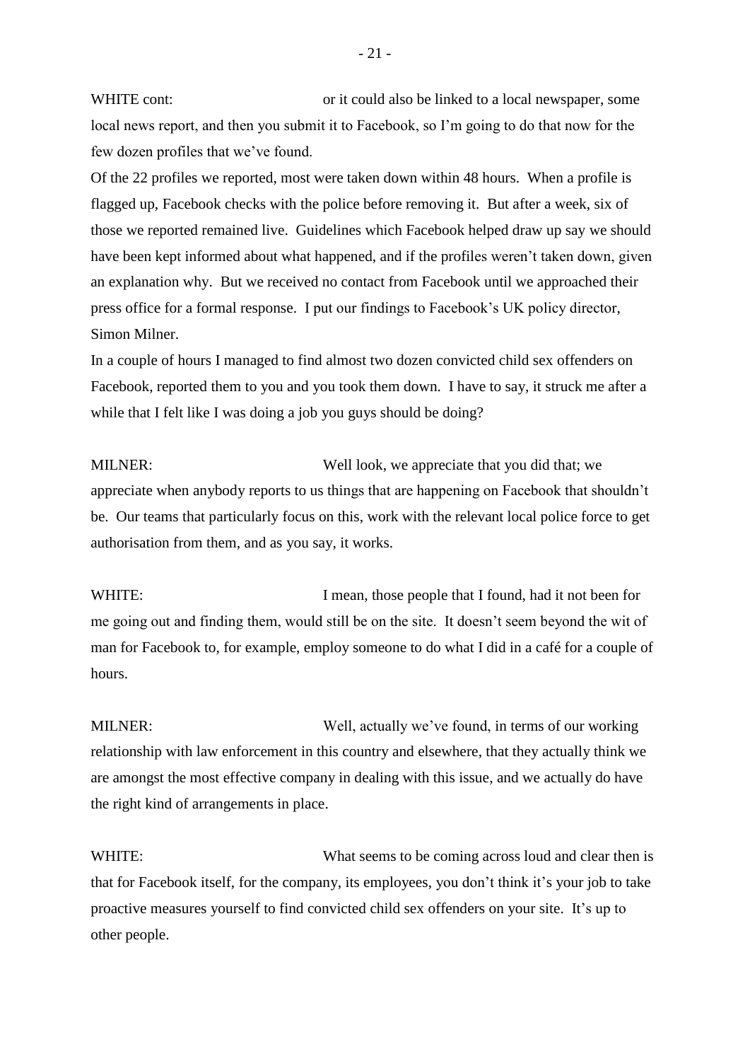WHITE cont: or it could also be linked to a local newspaper, some local news report, and then you submit it to Facebook, so I'm going to do that now for the few dozen profiles that we've found.

Of the 22 profiles we reported, most were taken down within 48 hours. When a profile is flagged up, Facebook checks with the police before removing it. But after a week, six of those we reported remained live. Guidelines which Facebook helped draw up say we should have been kept informed about what happened, and if the profiles weren't taken down, given an explanation why. But we received no contact from Facebook until we approached their press office for a formal response. I put our findings to Facebook's UK policy director, Simon Milner.

In a couple of hours I managed to find almost two dozen convicted child sex offenders on Facebook, reported them to you and you took them down. I have to say, it struck me after a while that I felt like I was doing a job you guys should be doing?

MILNER: Well look, we appreciate that you did that; we appreciate when anybody reports to us things that are happening on Facebook that shouldn't be. Our teams that particularly focus on this, work with the relevant local police force to get authorisation from them, and as you say, it works.

WHITE: I mean, those people that I found, had it not been for me going out and finding them, would still be on the site. It doesn't seem beyond the wit of man for Facebook to, for example, employ someone to do what I did in a café for a couple of hours.

MILNER: Well, actually we've found, in terms of our working relationship with law enforcement in this country and elsewhere, that they actually think we are amongst the most effective company in dealing with this issue, and we actually do have the right kind of arrangements in place.

WHITE: What seems to be coming across loud and clear then is that for Facebook itself, for the company, its employees, you don't think it's your job to take proactive measures yourself to find convicted child sex offenders on your site. It's up to other people.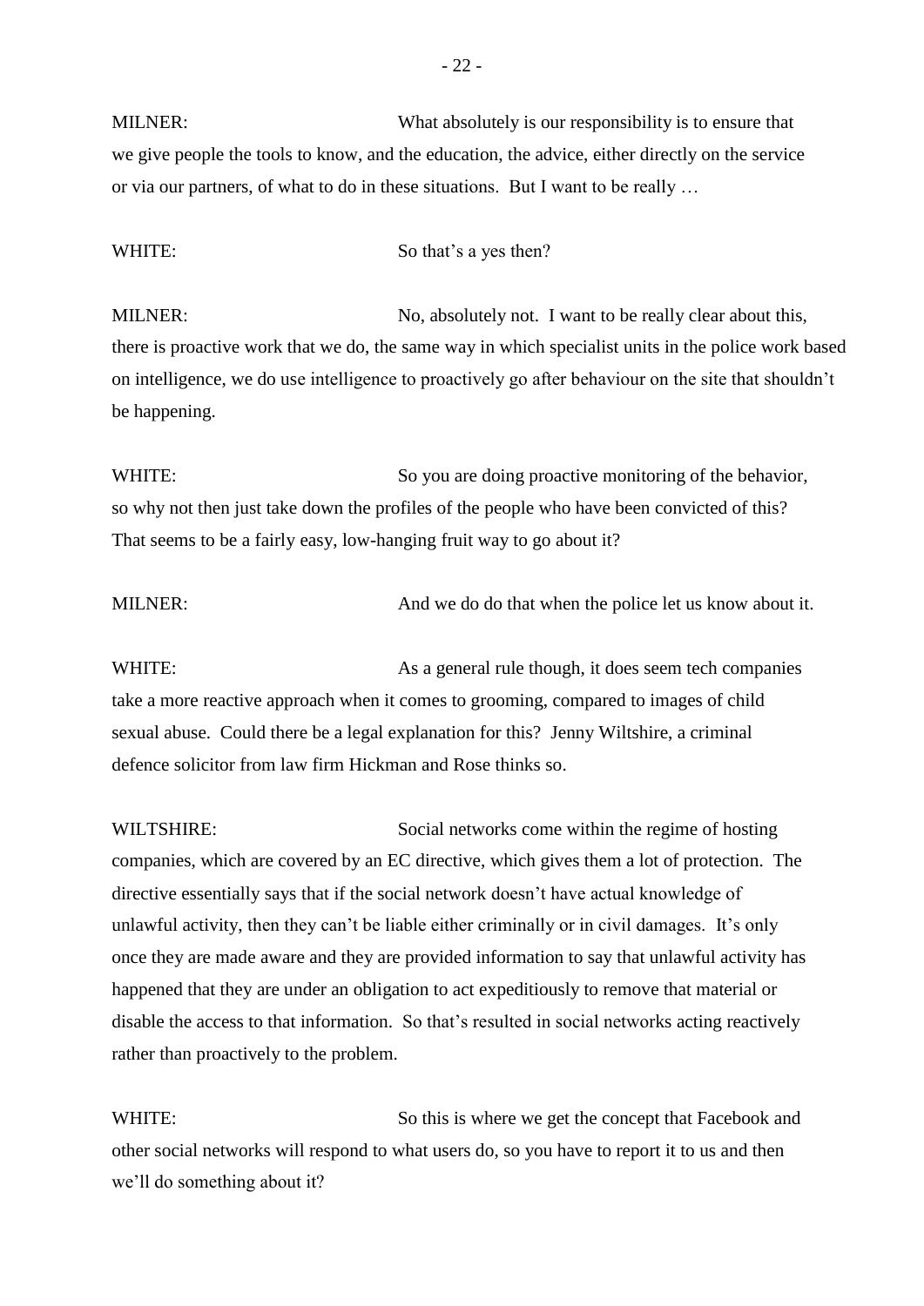MILNER: What absolutely is our responsibility is to ensure that we give people the tools to know, and the education, the advice, either directly on the service or via our partners, of what to do in these situations. But I want to be really …

WHITE: So that's a yes then?

MILNER: No, absolutely not. I want to be really clear about this, there is proactive work that we do, the same way in which specialist units in the police work based on intelligence, we do use intelligence to proactively go after behaviour on the site that shouldn't be happening.

WHITE: So you are doing proactive monitoring of the behavior, so why not then just take down the profiles of the people who have been convicted of this? That seems to be a fairly easy, low-hanging fruit way to go about it?

MILNER: And we do do that when the police let us know about it.

WHITE: As a general rule though, it does seem tech companies take a more reactive approach when it comes to grooming, compared to images of child sexual abuse. Could there be a legal explanation for this? Jenny Wiltshire, a criminal defence solicitor from law firm Hickman and Rose thinks so.

WILTSHIRE: Social networks come within the regime of hosting companies, which are covered by an EC directive, which gives them a lot of protection. The directive essentially says that if the social network doesn't have actual knowledge of unlawful activity, then they can't be liable either criminally or in civil damages. It's only once they are made aware and they are provided information to say that unlawful activity has happened that they are under an obligation to act expeditiously to remove that material or disable the access to that information. So that's resulted in social networks acting reactively rather than proactively to the problem.

WHITE: So this is where we get the concept that Facebook and other social networks will respond to what users do, so you have to report it to us and then we'll do something about it?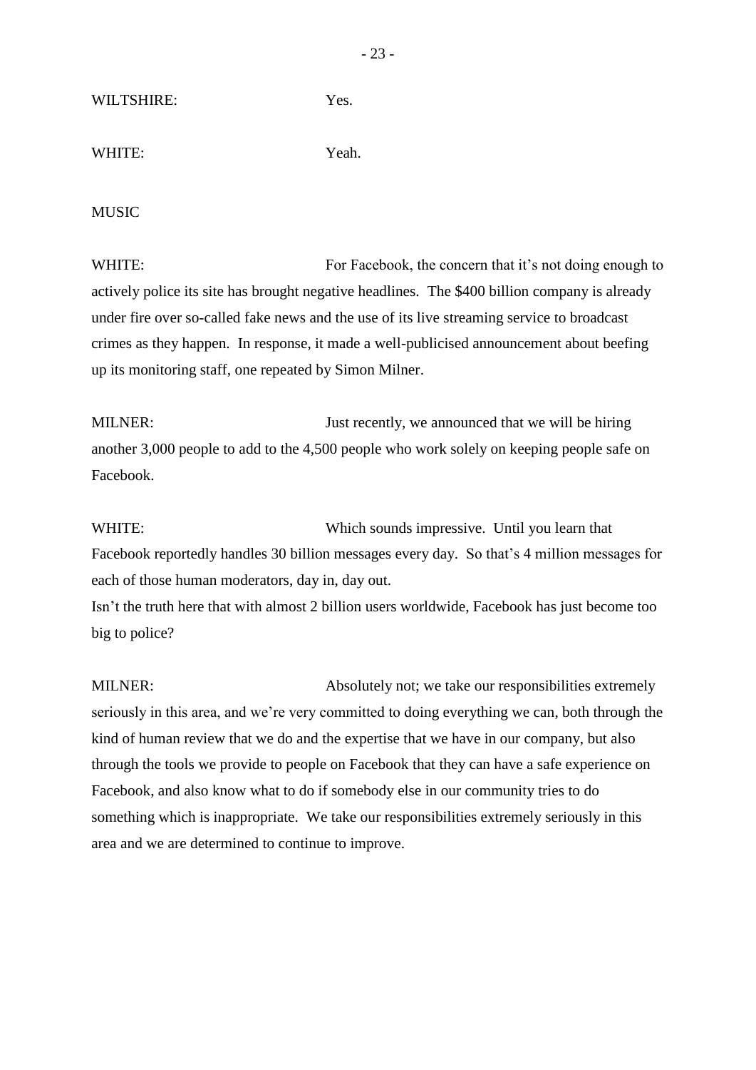WILTSHIRE: Yes.

WHITE: Yeah.

MUSIC

WHITE: For Facebook, the concern that it's not doing enough to actively police its site has brought negative headlines. The $400 billion company is already under fire over so-called fake news and the use of its live streaming service to broadcast crimes as they happen. In response, it made a well-publicised announcement about beefing up its monitoring staff, one repeated by Simon Milner.

MILNER: Just recently, we announced that we will be hiring another 3,000 people to add to the 4,500 people who work solely on keeping people safe on Facebook.

WHITE: Which sounds impressive. Until you learn that Facebook reportedly handles 30 billion messages every day. So that's 4 million messages for each of those human moderators, day in, day out.
Isn't the truth here that with almost 2 billion users worldwide, Facebook has just become too big to police?

MILNER: Absolutely not; we take our responsibilities extremely seriously in this area, and we're very committed to doing everything we can, both through the kind of human review that we do and the expertise that we have in our company, but also through the tools we provide to people on Facebook that they can have a safe experience on Facebook, and also know what to do if somebody else in our community tries to do something which is inappropriate. We take our responsibilities extremely seriously in this area and we are determined to continue to improve.